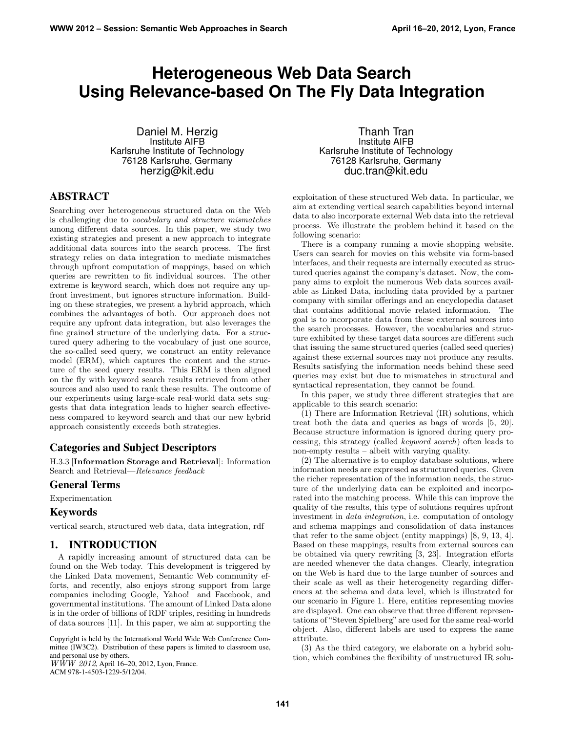# Heterogeneous Web Data Search Using Relevance-based On The Fly Data Integration

Daniel M. Herzig
Institute AIFB
Karlsruhe Institute of Technology
76128 Karlsruhe, Germany
herzig@kit.edu

Thanh Tran
Institute AIFB
Karlsruhe Institute of Technology
76128 Karlsruhe, Germany
duc.tran@kit.edu

## ABSTRACT

Searching over heterogeneous structured data on the Web is challenging due to *vocabulary and structure mismatches* among different data sources. In this paper, we study two existing strategies and present a new approach to integrate additional data sources into the search process. The first strategy relies on data integration to mediate mismatches through upfront computation of mappings, based on which queries are rewritten to fit individual sources. The other extreme is keyword search, which does not require any upfront investment, but ignores structure information. Building on these strategies, we present a hybrid approach, which combines the advantages of both. Our approach does not require any upfront data integration, but also leverages the fine grained structure of the underlying data. For a structured query adhering to the vocabulary of just one source, the so-called seed query, we construct an entity relevance model (ERM), which captures the content and the structure of the seed query results. This ERM is then aligned on the fly with keyword search results retrieved from other sources and also used to rank these results. The outcome of our experiments using large-scale real-world data sets suggests that data integration leads to higher search effectiveness compared to keyword search and that our new hybrid approach consistently exceeds both strategies.

### Categories and Subject Descriptors

H.3.3 [**Information Storage and Retrieval**]: Information Search and Retrieval—*Relevance feedback*

### General Terms

Experimentation

### Keywords

vertical search, structured web data, data integration, rdf

## 1. INTRODUCTION

A rapidly increasing amount of structured data can be found on the Web today. This development is triggered by the Linked Data movement, Semantic Web community efforts, and recently, also enjoys strong support from large companies including Google, Yahoo! and Facebook, and governmental institutions. The amount of Linked Data alone is in the order of billions of RDF triples, residing in hundreds of data sources [11]. In this paper, we aim at supporting the exploitation of these structured Web data. In particular, we aim at extending vertical search capabilities beyond internal data to also incorporate external Web data into the retrieval process. We illustrate the problem behind it based on the following scenario:

There is a company running a movie shopping website. Users can search for movies on this website via form-based interfaces, and their requests are internally executed as structured queries against the company's dataset. Now, the company aims to exploit the numerous Web data sources available as Linked Data, including data provided by a partner company with similar offerings and an encyclopedia dataset that contains additional movie related information. The goal is to incorporate data from these external sources into the search processes. However, the vocabularies and structure exhibited by these target data sources are different such that issuing the same structured queries (called seed queries) against these external sources may not produce any results. Results satisfying the information needs behind these seed queries may exist but due to mismatches in structural and syntactical representation, they cannot be found.

In this paper, we study three different strategies that are applicable to this search scenario:

(1) There are Information Retrieval (IR) solutions, which treat both the data and queries as bags of words [5, 20]. Because structure information is ignored during query processing, this strategy (called *keyword search*) often leads to non-empty results – albeit with varying quality.

(2) The alternative is to employ database solutions, where information needs are expressed as structured queries. Given the richer representation of the information needs, the structure of the underlying data can be exploited and incorporated into the matching process. While this can improve the quality of the results, this type of solutions requires upfront investment in *data integration*, i.e. computation of ontology and schema mappings and consolidation of data instances that refer to the same object (entity mappings) [8, 9, 13, 4]. Based on these mappings, results from external sources can be obtained via query rewriting [3, 23]. Integration efforts are needed whenever the data changes. Clearly, integration on the Web is hard due to the large number of sources and their scale as well as their heterogeneity regarding differences at the schema and data level, which is illustrated for our scenario in Figure 1. Here, entities representing movies are displayed. One can observe that three different representations of "Steven Spielberg" are used for the same real-world object. Also, different labels are used to express the same attribute.

(3) As the third category, we elaborate on a hybrid solution, which combines the flexibility of unstructured IR solu-

Copyright is held by the International World Wide Web Conference Committee (IW3C2). Distribution of these papers is limited to classroom use, and personal use by others.
*WWW 2012*, April 16–20, 2012, Lyon, France.
ACM 978-1-4503-1229-5/12/04.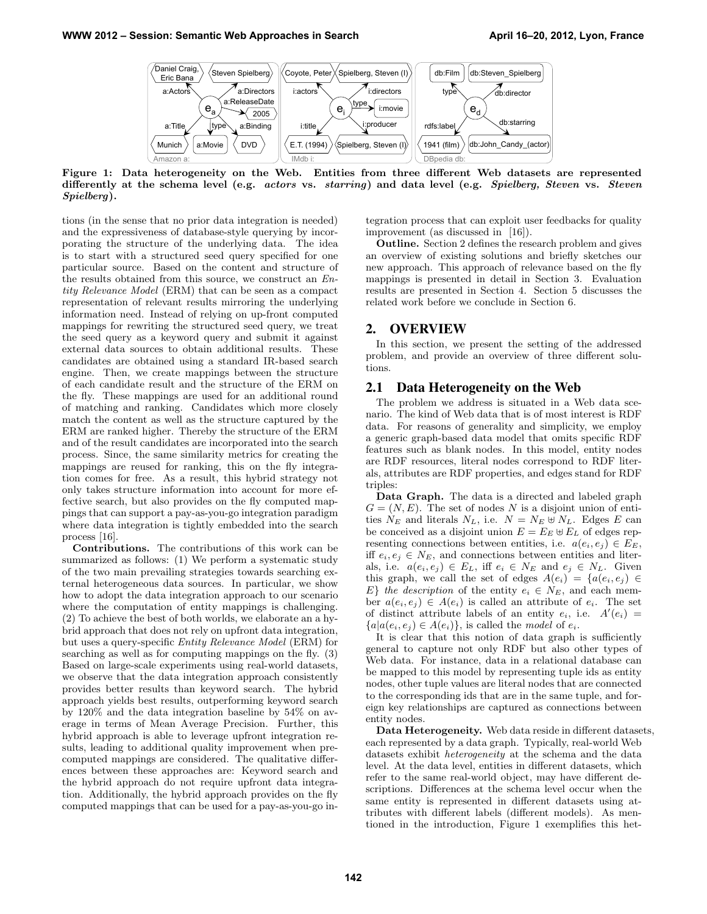Daniel Craig, Eric Bana
Steven Spielberg
a:Actors
a:Directors
a:ReleaseDate
$e_a$
2005
a:Title
type
a:Binding
Munich
a:Movie
DVD
Amazon a:

Coyote, Peter
Spielberg, Steven (I)
i:actors
i:directors
type
$e_i$
i:movie
i:title
i:producer
E.T. (1994)
Spielberg, Steven (I)
IMdb i:

db:Film
db:Steven_Spielberg
type
db:director
$e_d$
rdfs:label
db:starring
1941 (film)
db:John_Candy_(actor)
DBpedia db:

**Figure 1: Data heterogeneity on the Web. Entities from three different Web datasets are represented differently at the schema level (e.g. *actors* vs. *starring*) and data level (e.g. *Spielberg, Steven* vs. *Steven Spielberg*).**

tions (in the sense that no prior data integration is needed) and the expressiveness of database-style querying by incorporating the structure of the underlying data. The idea is to start with a structured seed query specified for one particular source. Based on the content and structure of the results obtained from this source, we construct an *Entity Relevance Model* (ERM) that can be seen as a compact representation of relevant results mirroring the underlying information need. Instead of relying on up-front computed mappings for rewriting the structured seed query, we treat the seed query as a keyword query and submit it against external data sources to obtain additional results. These candidates are obtained using a standard IR-based search engine. Then, we create mappings between the structure of each candidate result and the structure of the ERM on the fly. These mappings are used for an additional round of matching and ranking. Candidates which more closely match the content as well as the structure captured by the ERM are ranked higher. Thereby the structure of the ERM and of the result candidates are incorporated into the search process. Since, the same similarity metrics for creating the mappings are reused for ranking, this on the fly integration comes for free. As a result, this hybrid strategy not only takes structure information into account for more effective search, but also provides on the fly computed mappings that can support a pay-as-you-go integration paradigm where data integration is tightly embedded into the search process [16].

**Contributions.** The contributions of this work can be summarized as follows: (1) We perform a systematic study of the two main prevailing strategies towards searching external heterogeneous data sources. In particular, we show how to adopt the data integration approach to our scenario where the computation of entity mappings is challenging. (2) To achieve the best of both worlds, we elaborate an a hybrid approach that does not rely on upfront data integration, but uses a query-specific *Entity Relevance Model* (ERM) for searching as well as for computing mappings on the fly. (3) Based on large-scale experiments using real-world datasets, we observe that the data integration approach consistently provides better results than keyword search. The hybrid approach yields best results, outperforming keyword search by 120% and the data integration baseline by 54% on average in terms of Mean Average Precision. Further, this hybrid approach is able to leverage upfront integration results, leading to additional quality improvement when precomputed mappings are considered. The qualitative differences between these approaches are: Keyword search and the hybrid approach do not require upfront data integration. Additionally, the hybrid approach provides on the fly computed mappings that can be used for a pay-as-you-go integration process that can exploit user feedbacks for quality improvement (as discussed in [16]).

**Outline.** Section 2 defines the research problem and gives an overview of existing solutions and briefly sketches our new approach. This approach of relevance based on the fly mappings is presented in detail in Section 3. Evaluation results are presented in Section 4. Section 5 discusses the related work before we conclude in Section 6.

## 2. OVERVIEW

In this section, we present the setting of the addressed problem, and provide an overview of three different solutions.

### 2.1 Data Heterogeneity on the Web

The problem we address is situated in a Web data scenario. The kind of Web data that is of most interest is RDF data. For reasons of generality and simplicity, we employ a generic graph-based data model that omits specific RDF features such as blank nodes. In this model, entity nodes are RDF resources, literal nodes correspond to RDF literals, attributes are RDF properties, and edges stand for RDF triples:

**Data Graph.** The data is a directed and labeled graph $G = (N, E)$. The set of nodes $N$ is a disjoint union of entities $N_E$ and literals $N_L$, i.e. $N = N_E \uplus N_L$. Edges $E$ can be conceived as a disjoint union $E = E_E \uplus E_L$ of edges representing connections between entities, i.e. $a(e_i, e_j) \in E_E$, iff $e_i, e_j \in N_E$, and connections between entities and literals, i.e. $a(e_i, e_j) \in E_L$, iff $e_i \in N_E$ and $e_j \in N_L$. Given this graph, we call the set of edges $A(e_i) = \{a(e_i, e_j) \in E\}$ *the description* of the entity $e_i \in N_E$, and each member $a(e_i, e_j) \in A(e_i)$ is called an attribute of $e_i$. The set of distinct attribute labels of an entity $e_i$, i.e. $A'(e_i) = \{a|a(e_i, e_j) \in A(e_i)\}$, is called the *model* of $e_i$.

It is clear that this notion of data graph is sufficiently general to capture not only RDF but also other types of Web data. For instance, data in a relational database can be mapped to this model by representing tuple ids as entity nodes, other tuple values are literal nodes that are connected to the corresponding ids that are in the same tuple, and foreign key relationships are captured as connections between entity nodes.

**Data Heterogeneity.** Web data reside in different datasets, each represented by a data graph. Typically, real-world Web datasets exhibit *heterogeneity* at the schema and the data level. At the data level, entities in different datasets, which refer to the same real-world object, may have different descriptions. Differences at the schema level occur when the same entity is represented in different datasets using attributes with different labels (different models). As mentioned in the introduction, Figure 1 exemplifies this het-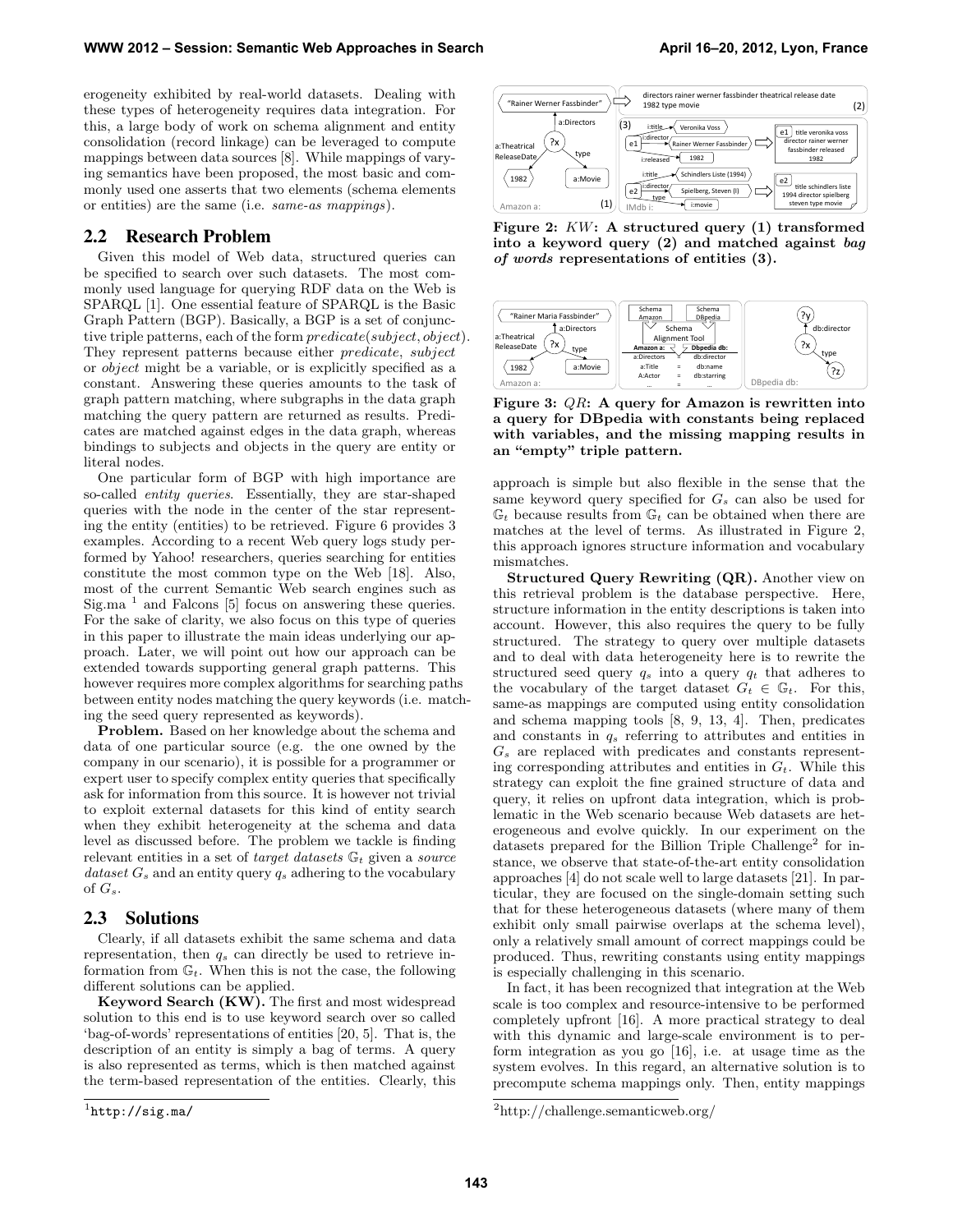erogeneity exhibited by real-world datasets. Dealing with these types of heterogeneity requires data integration. For this, a large body of work on schema alignment and entity consolidation (record linkage) can be leveraged to compute mappings between data sources [8]. While mappings of varying semantics have been proposed, the most basic and commonly used one asserts that two elements (schema elements or entities) are the same (i.e. *same-as mappings*).

## 2.2 Research Problem

Given this model of Web data, structured queries can be specified to search over such datasets. The most commonly used language for querying RDF data on the Web is SPARQL [1]. One essential feature of SPARQL is the Basic Graph Pattern (BGP). Basically, a BGP is a set of conjunctive triple patterns, each of the form *predicate*(*subject*, *object*). They represent patterns because either *predicate*, *subject* or *object* might be a variable, or is explicitly specified as a constant. Answering these queries amounts to the task of graph pattern matching, where subgraphs in the data graph matching the query pattern are returned as results. Predicates are matched against edges in the data graph, whereas bindings to subjects and objects in the query are entity or literal nodes.

One particular form of BGP with high importance are so-called *entity queries*. Essentially, they are star-shaped queries with the node in the center of the star representing the entity (entities) to be retrieved. Figure 6 provides 3 examples. According to a recent Web query logs study performed by Yahoo! researchers, queries searching for entities constitute the most common type on the Web [18]. Also, most of the current Semantic Web search engines such as Sig.ma [1] and Falcons [5] focus on answering these queries. For the sake of clarity, we also focus on this type of queries in this paper to illustrate the main ideas underlying our approach. Later, we will point out how our approach can be extended towards supporting general graph patterns. This however requires more complex algorithms for searching paths between entity nodes matching the query keywords (i.e. matching the seed query represented as keywords).

**Problem.** Based on her knowledge about the schema and data of one particular source (e.g. the one owned by the company in our scenario), it is possible for a programmer or expert user to specify complex entity queries that specifically ask for information from this source. It is however not trivial to exploit external datasets for this kind of entity search when they exhibit heterogeneity at the schema and data level as discussed before. The problem we tackle is finding relevant entities in a set of *target datasets* $\mathbb{G}_t$ given a *source dataset* $G_s$ and an entity query $q_s$ adhering to the vocabulary of $G_s$.

## 2.3 Solutions

Clearly, if all datasets exhibit the same schema and data representation, then $q_s$ can directly be used to retrieve information from $\mathbb{G}_t$. When this is not the case, the following different solutions can be applied.

**Keyword Search (KW).** The first and most widespread solution to this end is to use keyword search over so called 'bag-of-words' representations of entities [20, 5]. That is, the description of an entity is simply a bag of terms. A query is also represented as terms, which is then matched against the term-based representation of the entities. Clearly, this approach is simple but also flexible in the sense that the same keyword query specified for $G_s$ can also be used for $\mathbb{G}_t$ because results from $\mathbb{G}_t$ can be obtained when there are matches at the level of terms. As illustrated in Figure 2, this approach ignores structure information and vocabulary mismatches.

Figure 2: $KW$: A structured query (1) transformed into a keyword query (2) and matched against *bag of words* representations of entities (3).

Figure 3: $QR$: A query for Amazon is rewritten into a query for DBpedia with constants being replaced with variables, and the missing mapping results in an "empty" triple pattern.

**Structured Query Rewriting (QR).** Another view on this retrieval problem is the database perspective. Here, structure information in the entity descriptions is taken into account. However, this also requires the query to be fully structured. The strategy to query over multiple datasets and to deal with data heterogeneity here is to rewrite the structured seed query $q_s$ into a query $q_t$ that adheres to the vocabulary of the target dataset $G_t \in \mathbb{G}_t$. For this, same-as mappings are computed using entity consolidation and schema mapping tools [8, 9, 13, 4]. Then, predicates and constants in $q_s$ referring to attributes and entities in $G_s$ are replaced with predicates and constants representing corresponding attributes and entities in $G_t$. While this strategy can exploit the fine grained structure of data and query, it relies on upfront data integration, which is problematic in the Web scenario because Web datasets are heterogeneous and evolve quickly. In our experiment on the datasets prepared for the Billion Triple Challenge[2] for instance, we observe that state-of-the-art entity consolidation approaches [4] do not scale well to large datasets [21]. In particular, they are focused on the single-domain setting such that for these heterogeneous datasets (where many of them exhibit only small pairwise overlaps at the schema level), only a relatively small amount of correct mappings could be produced. Thus, rewriting constants using entity mappings is especially challenging in this scenario.

In fact, it has been recognized that integration at the Web scale is too complex and resource-intensive to be performed completely upfront [16]. A more practical strategy to deal with this dynamic and large-scale environment is to perform integration as you go [16], i.e. at usage time as the system evolves. In this regard, an alternative solution is to precompute schema mappings only. Then, entity mappings

[1] http://sig.ma/

[2] http://challenge.semanticweb.org/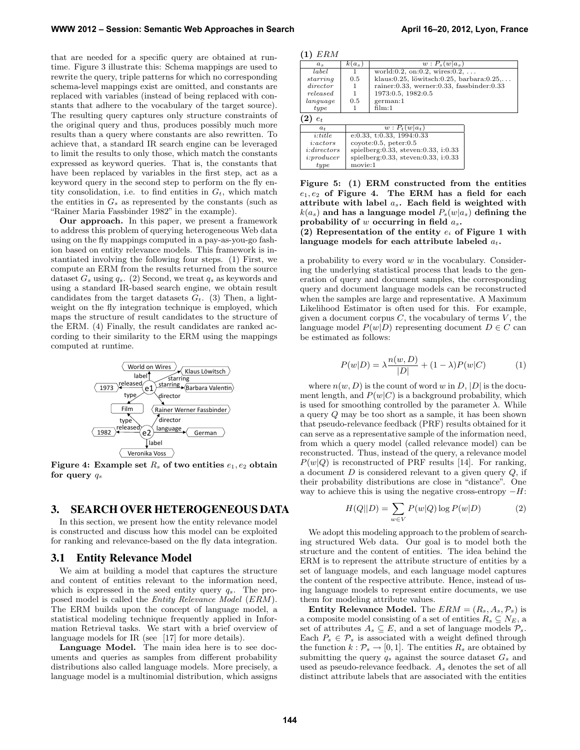that are needed for a specific query are obtained at runtime. Figure 3 illustrate this: Schema mappings are used to rewrite the query, triple patterns for which no corresponding schema-level mappings exist are omitted, and constants are replaced with variables (instead of being replaced with constants that adhere to the vocabulary of the target source). The resulting query captures only structure constraints of the original query and thus, produces possibly much more results than a query where constants are also rewritten. To achieve that, a standard IR search engine can be leveraged to limit the results to only those, which match the constants expressed as keyword queries. That is, the constants that have been replaced by variables in the first step, act as a keyword query in the second step to perform on the fly entity consolidation, i.e. to find entities in $G_t$, which match the entities in $G_s$ as represented by the constants (such as "Rainer Maria Fassbinder 1982" in the example).

**Our approach.** In this paper, we present a framework to address this problem of querying heterogeneous Web data using on the fly mappings computed in a pay-as-you-go fashion based on entity relevance models. This framework is instantiated involving the following four steps. (1) First, we compute an ERM from the results returned from the source dataset $G_s$ using $q_s$. (2) Second, we treat $q_s$ as keywords and using a standard IR-based search engine, we obtain result candidates from the target datasets $G_t$. (3) Then, a lightweight on the fly integration technique is employed, which maps the structure of result candidates to the structure of the ERM. (4) Finally, the result candidates are ranked according to their similarity to the ERM using the mappings computed at runtime.

**Figure 4: Example set $R_s$ of two entities $e_1, e_2$ obtain for query $q_s$**

# 3. SEARCH OVER HETEROGENEOUS DATA

In this section, we present how the entity relevance model is constructed and discuss how this model can be exploited for ranking and relevance-based on the fly data integration.

## 3.1 Entity Relevance Model

We aim at building a model that captures the structure and content of entities relevant to the information need, which is expressed in the seed entity query $q_s$. The proposed model is called the *Entity Relevance Model* (*ERM*). The ERM builds upon the concept of language model, a statistical modeling technique frequently applied in Information Retrieval tasks. We start with a brief overview of language models for IR (see [17] for more details).

**Language Model.** The main idea here is to see documents and queries as samples from different probability distributions also called language models. More precisely, a language model is a multinomial distribution, which assigns a probability to every word $w$ in the vocabulary. Considering the underlying statistical process that leads to the generation of query and document samples, the corresponding query and document language models can be reconstructed when the samples are large and representative. A Maximum Likelihood Estimator is often used for this. For example, given a document corpus $C$, the vocabulary of terms $V$, the language model $P(w|D)$ representing document $D \in C$ can be estimated as follows:

$$P(w|D) = \lambda \frac{n(w, D)}{|D|} + (1 - \lambda) P(w|C) \qquad (1)$$

where $n(w, D)$ is the count of word $w$ in $D$, $|D|$ is the document length, and $P(w|C)$ is a background probability, which is used for smoothing controlled by the parameter $\lambda$. While a query $Q$ may be too short as a sample, it has been shown that pseudo-relevance feedback (PRF) results obtained for it can serve as a representative sample of the information need, from which a query model (called relevance model) can be reconstructed. Thus, instead of the query, a relevance model $P(w|Q)$ is reconstructed of PRF results [14]. For ranking, a document $D$ is considered relevant to a given query $Q$, if their probability distributions are close in "distance". One way to achieve this is using the negative cross-entropy $-H$:

$$H(Q||D) = \sum_{w \in V} P(w|Q) \log P(w|D) \qquad (2)$$

We adopt this modeling approach to the problem of searching structured Web data. Our goal is to model both the structure and the content of entities. The idea behind the ERM is to represent the attribute structure of entities by a set of language models, and each language model captures the content of the respective attribute. Hence, instead of using language models to represent entire documents, we use them for modeling attribute values.

**(1)** $ERM$

| $a_s$ | $k(a_s)$ | $w : P_s(w\|a_s)$ |
|---|---|---|
| *label* | 1 | world:0.2, on:0.2, wires:0.2, ... |
| *starring* | 0.5 | klaus:0.25, löwitsch:0.25, barbara:0.25,... |
| *director* | 1 | rainer:0.33, werner:0.33, fassbinder:0.33 |
| *released* | 1 | 1973:0.5, 1982:0.5 |
| *language* | 0.5 | german:1 |
| *type* | 1 | film:1 |

**(2)** $e_t$

| $a_t$ | $w : P_t(w\|a_t)$ |
|---|---|
| *i:title* | e:0.33, t:0.33, 1994:0.33 |
| *i:actors* | coyote:0.5, peter:0.5 |
| *i:directors* | spielberg:0.33, steven:0.33, i:0.33 |
| *i:producer* | spielberg:0.33, steven:0.33, i:0.33 |
| *type* | movie:1 |

**Figure 5: (1) ERM constructed from the entities $e_1, e_2$ of Figure 4. The ERM has a field for each attribute with label $a_s$. Each field is weighted with $k(a_s)$ and has a language model $P_s(w|a_s)$ defining the probability of $w$ occurring in field $a_s$.**
**(2) Representation of the entity $e_i$ of Figure 1 with language models for each attribute labeled $a_t$.**

**Entity Relevance Model.** The $ERM = (R_s, A_s, \mathcal{P}_s)$ is a composite model consisting of a set of entities $R_s \subseteq N_E$, a set of attributes $A_s \subseteq E$, and a set of language models $\mathcal{P}_s$. Each $P_s \in \mathcal{P}_s$ is associated with a weight defined through the function $k : \mathcal{P}_s \rightarrow [0, 1]$. The entities $R_s$ are obtained by submitting the query $q_s$ against the source dataset $G_s$ and used as pseudo-relevance feedback. $A_s$ denotes the set of all distinct attribute labels that are associated with the entities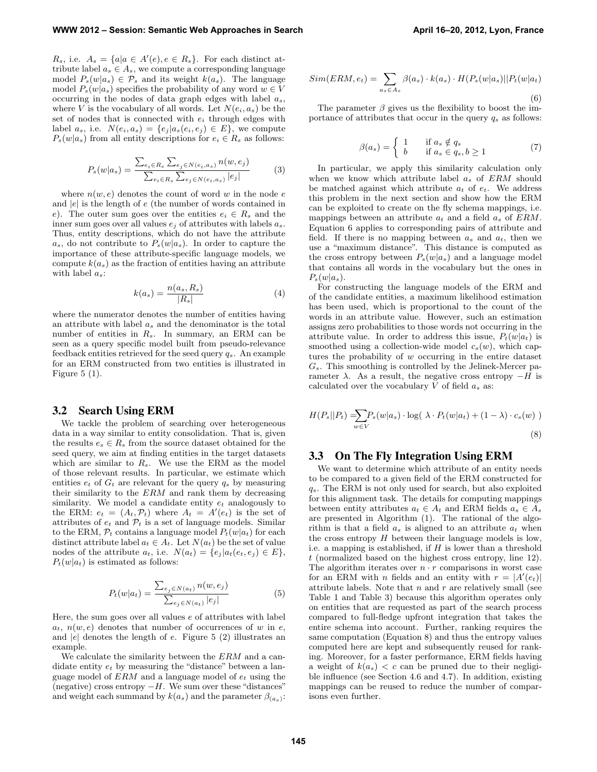$R_s$, i.e. $A_s = \{a | a \in A'(e), e \in R_s\}$. For each distinct attribute label $a_s \in A_s$, we compute a corresponding language model $P_s(w|a_s) \in \mathcal{P}_s$ and its weight $k(a_s)$. The language model $P_s(w|a_s)$ specifies the probability of any word $w \in V$ occurring in the nodes of data graph edges with label $a_s$, where $V$ is the vocabulary of all words. Let $N(e_i, a_s)$ be the set of nodes that is connected with $e_i$ through edges with label $a_s$, i.e. $N(e_i, a_s) = \{e_j | a_s(e_i, e_j) \in E\}$, we compute $P_s(w|a_s)$ from all entity descriptions for $e_i \in R_s$ as follows:

$$P_s(w|a_s) = \frac{\sum_{e_i \in R_s} \sum_{e_j \in N(e_i, a_s)} n(w, e_j)}{\sum_{e_i \in R_s} \sum_{e_j \in N(e_i, a_s)} |e_j|} \tag{3}$$

where $n(w, e)$ denotes the count of word $w$ in the node $e$ and $|e|$ is the length of $e$ (the number of words contained in $e$). The outer sum goes over the entities $e_i \in R_s$ and the inner sum goes over all values $e_j$ of attributes with labels $a_s$. Thus, entity descriptions, which do not have the attribute $a_s$, do not contribute to $P_s(w|a_s)$. In order to capture the importance of these attribute-specific language models, we compute $k(a_s)$ as the fraction of entities having an attribute with label $a_s$:

$$k(a_s) = \frac{n(a_s, R_s)}{|R_s|} \tag{4}$$

where the numerator denotes the number of entities having an attribute with label $a_s$ and the denominator is the total number of entities in $R_s$. In summary, an ERM can be seen as a query specific model built from pseudo-relevance feedback entities retrieved for the seed query $q_s$. An example for an ERM constructed from two entities is illustrated in Figure 5 (1).

### 3.2 Search Using ERM

We tackle the problem of searching over heterogeneous data in a way similar to entity consolidation. That is, given the results $e_s \in R_s$ from the source dataset obtained for the seed query, we aim at finding entities in the target datasets which are similar to $R_s$. We use the ERM as the model of those relevant results. In particular, we estimate which entities $e_t$ of $G_t$ are relevant for the query $q_s$ by measuring their similarity to the $ERM$ and rank them by decreasing similarity. We model a candidate entity $e_t$ analogously to the ERM: $e_t = (A_t, \mathcal{P}_t)$ where $A_t = A'(e_t)$ is the set of attributes of $e_t$ and $\mathcal{P}_t$ is a set of language models. Similar to the ERM, $\mathcal{P}_t$ contains a language model $P_t(w|a_t)$ for each distinct attribute label $a_t \in A_t$. Let $N(a_t)$ be the set of value nodes of the attribute $a_t$, i.e. $N(a_t) = \{e_j | a_t(e_t, e_j) \in E\}$, $P_t(w|a_t)$ is estimated as follows:

$$P_t(w|a_t) = \frac{\sum_{e_j \in N(a_t)} n(w, e_j)}{\sum_{e_j \in N(a_t)} |e_j|} \tag{5}$$

Here, the sum goes over all values $e$ of attributes with label $a_t$, $n(w, e)$ denotes that number of occurrences of $w$ in $e$, and $|e|$ denotes the length of $e$. Figure 5 (2) illustrates an example.

We calculate the similarity between the $ERM$ and a candidate entity $e_t$ by measuring the "distance" between a language model of $ERM$ and a language model of $e_t$ using the (negative) cross entropy $-H$. We sum over these "distances" and weight each summand by $k(a_s)$ and the parameter $\beta_{(a_s)}$:

$$Sim(ERM, e_t) = \sum_{a_s \in A_s} \beta(a_s) \cdot k(a_s) \cdot H(P_s(w|a_s) || P_t(w|a_t)) \tag{6}$$

The parameter $\beta$ gives us the flexibility to boost the importance of attributes that occur in the query $q_s$ as follows:

$$\beta(a_s) = \begin{cases} 1 & \text{if } a_s \notin q_s \\ b & \text{if } a_s \in q_s, b \geq 1 \end{cases} \tag{7}$$

In particular, we apply this similarity calculation only when we know which attribute label $a_s$ of $ERM$ should be matched against which attribute $a_t$ of $e_t$. We address this problem in the next section and show how the ERM can be exploited to create on the fly schema mappings, i.e. mappings between an attribute $a_t$ and a field $a_s$ of $ERM$. Equation 6 applies to corresponding pairs of attribute and field. If there is no mapping between $a_s$ and $a_t$, then we use a "maximum distance". This distance is computed as the cross entropy between $P_s(w|a_s)$ and a language model that contains all words in the vocabulary but the ones in $P_s(w|a_s)$.

For constructing the language models of the ERM and of the candidate entities, a maximum likelihood estimation has been used, which is proportional to the count of the words in an attribute value. However, such an estimation assigns zero probabilities to those words not occurring in the attribute value. In order to address this issue, $P_t(w|a_t)$ is smoothed using a collection-wide model $c_s(w)$, which captures the probability of $w$ occurring in the entire dataset $G_s$. This smoothing is controlled by the Jelinek-Mercer parameter $\lambda$. As a result, the negative cross entropy $-H$ is calculated over the vocabulary $V$ of field $a_s$ as:

$$H(P_s || P_t) = \sum_{w \in V} P_s(w|a_s) \cdot \log(\ \lambda \cdot P_t(w|a_t) + (1 - \lambda) \cdot c_s(w)\ ) \tag{8}$$

### 3.3 On The Fly Integration Using ERM

We want to determine which attribute of an entity needs to be compared to a given field of the ERM constructed for $q_s$. The ERM is not only used for search, but also exploited for this alignment task. The details for computing mappings between entity attributes $a_t \in A_t$ and ERM fields $a_s \in A_s$ are presented in Algorithm (1). The rational of the algorithm is that a field $a_s$ is aligned to an attribute $a_t$ when the cross entropy $H$ between their language models is low, i.e. a mapping is established, if $H$ is lower than a threshold $t$ (normalized based on the highest cross entropy, line 12). The algorithm iterates over $n \cdot r$ comparisons in worst case for an ERM with $n$ fields and an entity with $r = |A'(e_t)|$ attribute labels. Note that $n$ and $r$ are relatively small (see Table 1 and Table 3) because this algorithm operates only on entities that are requested as part of the search process compared to full-fledge upfront integration that takes the entire schema into account. Further, ranking requires the same computation (Equation 8) and thus the entropy values computed here are kept and subsequently reused for ranking. Moreover, for a faster performance, ERM fields having a weight of $k(a_s) < c$ can be pruned due to their negligible influence (see Section 4.6 and 4.7). In addition, existing mappings can be reused to reduce the number of comparisons even further.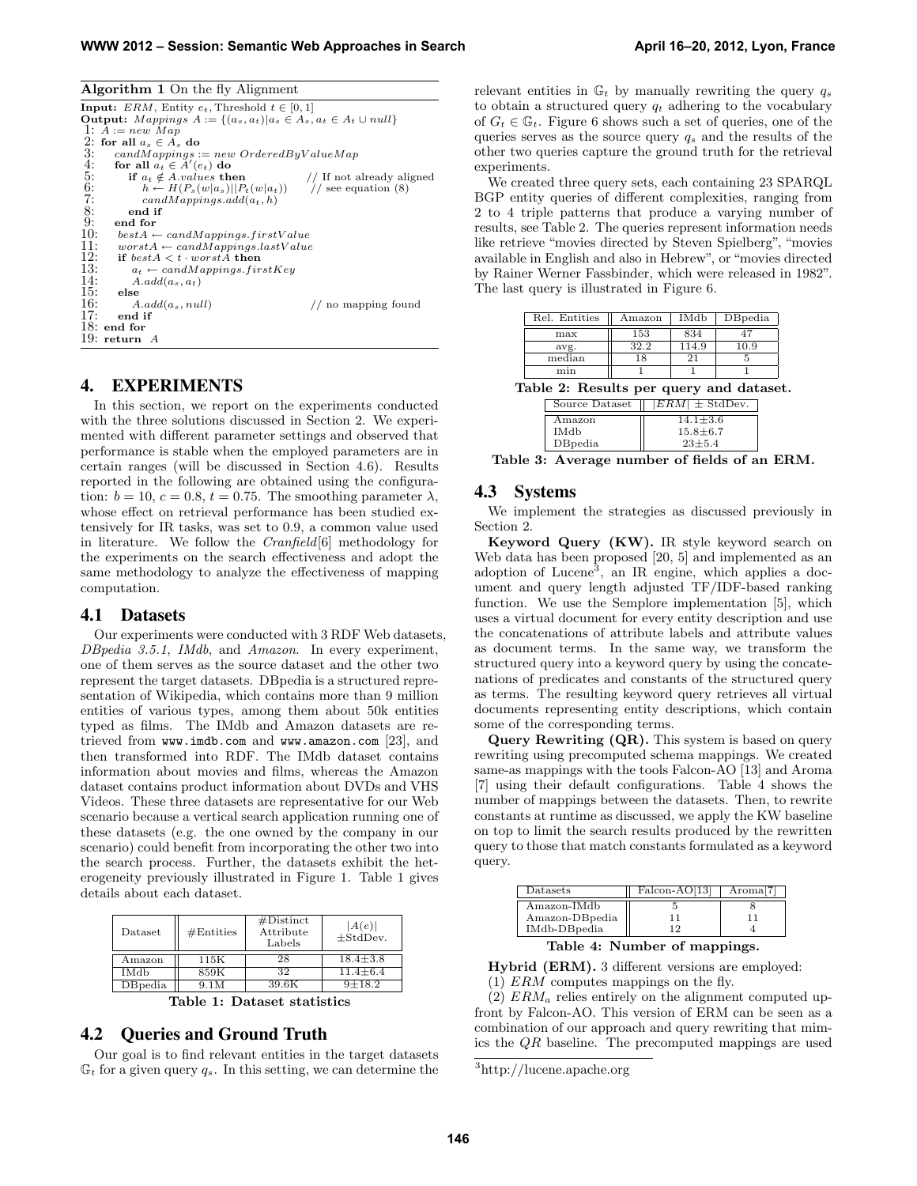**Algorithm 1** On the fly Alignment

```
Input: ERM, Entity e_t, Threshold t ∈ [0, 1]
Output: Mappings A := {(a_s, a_t)|a_s ∈ A_s, a_t ∈ A_t ∪ null}
 1: A := new Map
 2: for all a_s ∈ A_s do
 3:   candMappings := new OrderedByValueMap
 4:   for all a_t ∈ A'(e_t) do
 5:     if a_t ∉ A.values then                 // If not already aligned
 6:       h ← H(P_s(w|a_s)||P_t(w|a_t))        // see equation (8)
 7:       candMappings.add(a_t, h)
 8:     end if
 9:   end for
10:   bestA ← candMappings.firstValue
11:   worstA ← candMappings.lastValue
12:   if bestA < t · worstA then
13:     a_t ← candMappings.firstKey
14:     A.add(a_s, a_t)
15:   else
16:     A.add(a_s, null)                       // no mapping found
17:   end if
18: end for
19: return A
```

## 4. EXPERIMENTS

In this section, we report on the experiments conducted with the three solutions discussed in Section 2. We experimented with different parameter settings and observed that performance is stable when the employed parameters are in certain ranges (will be discussed in Section 4.6). Results reported in the following are obtained using the configuration: $b = 10$, $c = 0.8$, $t = 0.75$. The smoothing parameter $\lambda$, whose effect on retrieval performance has been studied extensively for IR tasks, was set to 0.9, a common value used in literature. We follow the *Cranfield*[6] methodology for the experiments on the search effectiveness and adopt the same methodology to analyze the effectiveness of mapping computation.

### 4.1 Datasets

Our experiments were conducted with 3 RDF Web datasets, *DBpedia 3.5.1*, *IMdb*, and *Amazon*. In every experiment, one of them serves as the source dataset and the other two represent the target datasets. DBpedia is a structured representation of Wikipedia, which contains more than 9 million entities of various types, among them about 50k entities typed as films. The IMdb and Amazon datasets are retrieved from www.imdb.com and www.amazon.com [23], and then transformed into RDF. The IMdb dataset contains information about movies and films, whereas the Amazon dataset contains product information about DVDs and VHS Videos. These three datasets are representative for our Web scenario because a vertical search application running one of these datasets (e.g. the one owned by the company in our scenario) could benefit from incorporating the other two into the search process. Further, the datasets exhibit the heterogeneity previously illustrated in Figure 1. Table 1 gives details about each dataset.

| Dataset | #Entities | #Distinct Attribute Labels | $\lvert A(e)\rvert$ ±StdDev. |
|---|---|---|---|
| Amazon | 115K | 28 | 18.4±3.8 |
| IMdb | 859K | 32 | 11.4±6.4 |
| DBpedia | 9.1M | 39.6K | 9±18.2 |

**Table 1: Dataset statistics**

### 4.2 Queries and Ground Truth

Our goal is to find relevant entities in the target datasets $\mathbb{G}_t$ for a given query $q_s$. In this setting, we can determine the relevant entities in $\mathbb{G}_t$ by manually rewriting the query $q_s$ to obtain a structured query $q_t$ adhering to the vocabulary of $G_t \in \mathbb{G}_t$. Figure 6 shows such a set of queries, one of the queries serves as the source query $q_s$ and the results of the other two queries capture the ground truth for the retrieval experiments.

We created three query sets, each containing 23 SPARQL BGP entity queries of different complexities, ranging from 2 to 4 triple patterns that produce a varying number of results, see Table 2. The queries represent information needs like retrieve "movies directed by Steven Spielberg", "movies available in English and also in Hebrew", or "movies directed by Rainer Werner Fassbinder, which were released in 1982". The last query is illustrated in Figure 6.

| Rel. Entities | Amazon | IMdb | DBpedia |
|---|---|---|---|
| max | 153 | 834 | 47 |
| avg. | 32.2 | 114.9 | 10.9 |
| median | 18 | 21 | 5 |
| min | 1 | 1 | 1 |

**Table 2: Results per query and dataset.**

| Source Dataset | $\lvert ERM\rvert$ ± StdDev. |
|---|---|
| Amazon | 14.1±3.6 |
| IMdb | 15.8±6.7 |
| DBpedia | 23±5.4 |

**Table 3: Average number of fields of an ERM.**

### 4.3 Systems

We implement the strategies as discussed previously in Section 2.

**Keyword Query (KW).** IR style keyword search on Web data has been proposed [20, 5] and implemented as an adoption of Lucene[3], an IR engine, which applies a document and query length adjusted TF/IDF-based ranking function. We use the Semplore implementation [5], which uses a virtual document for every entity description and use the concatenations of attribute labels and attribute values as document terms. In the same way, we transform the structured query into a keyword query by using the concatenations of predicates and constants of the structured query as terms. The resulting keyword query retrieves all virtual documents representing entity descriptions, which contain some of the corresponding terms.

**Query Rewriting (QR).** This system is based on query rewriting using precomputed schema mappings. We created same-as mappings with the tools Falcon-AO [13] and Aroma [7] using their default configurations. Table 4 shows the number of mappings between the datasets. Then, to rewrite constants at runtime as discussed, we apply the KW baseline on top to limit the search results produced by the rewritten query to those that match constants formulated as a keyword query.

| Datasets | Falcon-AO[13] | Aroma[7] |
|---|---|---|
| Amazon-IMdb | 5 | 8 |
| Amazon-DBpedia | 11 | 11 |
| IMdb-DBpedia | 12 | 4 |

**Table 4: Number of mappings.**

**Hybrid (ERM).** 3 different versions are employed:

(1) *ERM* computes mappings on the fly.

(2) $ERM_a$ relies entirely on the alignment computed upfront by Falcon-AO. This version of ERM can be seen as a combination of our approach and query rewriting that mimics the *QR* baseline. The precomputed mappings are used

[3] http://lucene.apache.org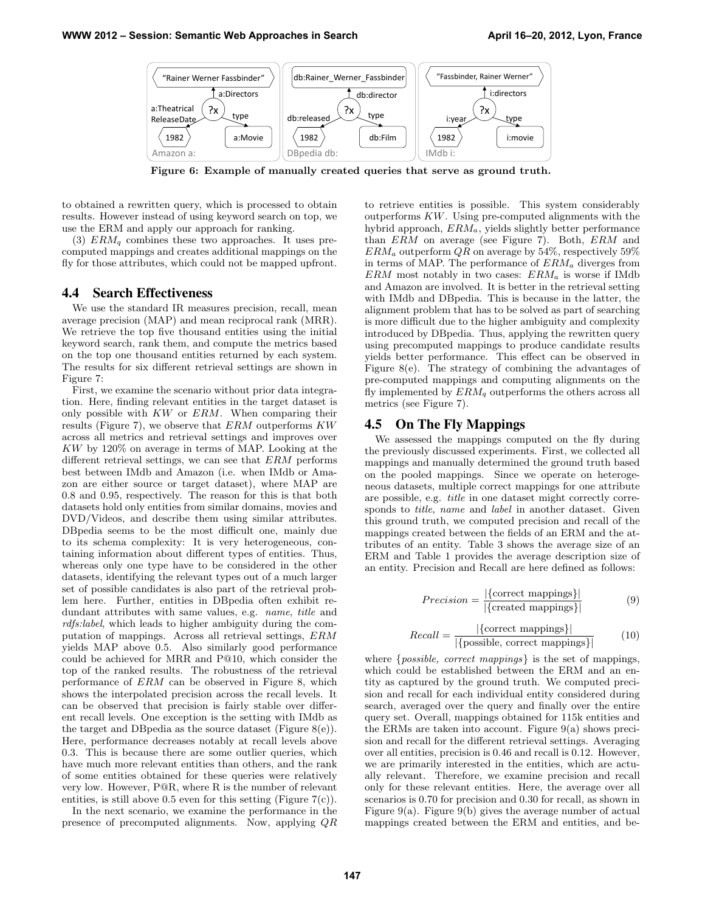Figure 6: Example of manually created queries that serve as ground truth.

to obtained a rewritten query, which is processed to obtain results. However instead of using keyword search on top, we use the ERM and apply our approach for ranking.

(3) $ERM_q$ combines these two approaches. It uses precomputed mappings and creates additional mappings on the fly for those attributes, which could not be mapped upfront.

## 4.4 Search Effectiveness

We use the standard IR measures precision, recall, mean average precision (MAP) and mean reciprocal rank (MRR). We retrieve the top five thousand entities using the initial keyword search, rank them, and compute the metrics based on the top one thousand entities returned by each system. The results for six different retrieval settings are shown in Figure 7:

First, we examine the scenario without prior data integration. Here, finding relevant entities in the target dataset is only possible with $KW$ or $ERM$. When comparing their results (Figure 7), we observe that $ERM$ outperforms $KW$ across all metrics and retrieval settings and improves over $KW$ by 120% on average in terms of MAP. Looking at the different retrieval settings, we can see that $ERM$ performs best between IMdb and Amazon (i.e. when IMdb or Amazon are either source or target dataset), where MAP are 0.8 and 0.95, respectively. The reason for this is that both datasets hold only entities from similar domains, movies and DVD/Videos, and describe them using similar attributes. DBpedia seems to be the most difficult one, mainly due to its schema complexity: It is very heterogeneous, containing information about different types of entities. Thus, whereas only one type have to be considered in the other datasets, identifying the relevant types out of a much larger set of possible candidates is also part of the retrieval problem here. Further, entities in DBpedia often exhibit redundant attributes with same values, e.g. *name*, *title* and *rdfs:label*, which leads to higher ambiguity during the computation of mappings. Across all retrieval settings, $ERM$ yields MAP above 0.5. Also similarly good performance could be achieved for MRR and P@10, which consider the top of the ranked results. The robustness of the retrieval performance of $ERM$ can be observed in Figure 8, which shows the interpolated precision across the recall levels. It can be observed that precision is fairly stable over different recall levels. One exception is the setting with IMdb as the target and DBpedia as the source dataset (Figure 8(e)). Here, performance decreases notably at recall levels above 0.3. This is because there are some outlier queries, which have much more relevant entities than others, and the rank of some entities obtained for these queries were relatively very low. However, P@R, where R is the number of relevant entities, is still above 0.5 even for this setting (Figure 7(c)).

In the next scenario, we examine the performance in the presence of precomputed alignments. Now, applying $QR$ to retrieve entities is possible. This system considerably outperforms $KW$. Using pre-computed alignments with the hybrid approach, $ERM_a$, yields slightly better performance than $ERM$ on average (see Figure 7). Both, $ERM$ and $ERM_a$ outperform $QR$ on average by 54%, respectively 59% in terms of MAP. The performance of $ERM_a$ diverges from $ERM$ most notably in two cases: $ERM_a$ is worse if IMdb and Amazon are involved. It is better in the retrieval setting with IMdb and DBpedia. This is because in the latter, the alignment problem that has to be solved as part of searching is more difficult due to the higher ambiguity and complexity introduced by DBpedia. Thus, applying the rewritten query using precomputed mappings to produce candidate results yields better performance. This effect can be observed in Figure 8(e). The strategy of combining the advantages of pre-computed mappings and computing alignments on the fly implemented by $ERM_q$ outperforms the others across all metrics (see Figure 7).

## 4.5 On The Fly Mappings

We assessed the mappings computed on the fly during the previously discussed experiments. First, we collected all mappings and manually determined the ground truth based on the pooled mappings. Since we operate on heterogeneous datasets, multiple correct mappings for one attribute are possible, e.g. *title* in one dataset might correctly corresponds to *title*, *name* and *label* in another dataset. Given this ground truth, we computed precision and recall of the mappings created between the fields of an ERM and the attributes of an entity. Table 3 shows the average size of an ERM and Table 1 provides the average description size of an entity. Precision and Recall are here defined as follows:

$$Precision = \frac{|\{\text{correct mappings}\}|}{|\{\text{created mappings}\}|} \tag{9}$$

$$Recall = \frac{|\{\text{correct mappings}\}|}{|\{\text{possible, correct mappings}\}|} \tag{10}$$

where {*possible, correct mappings*} is the set of mappings, which could be established between the ERM and an entity as captured by the ground truth. We computed precision and recall for each individual entity considered during search, averaged over the query and finally over the entire query set. Overall, mappings obtained for 115k entities and the ERMs are taken into account. Figure 9(a) shows precision and recall for the different retrieval settings. Averaging over all entities, precision is 0.46 and recall is 0.12. However, we are primarily interested in the entities, which are actually relevant. Therefore, we examine precision and recall only for these relevant entities. Here, the average over all scenarios is 0.70 for precision and 0.30 for recall, as shown in Figure 9(a). Figure 9(b) gives the average number of actual mappings created between the ERM and entities, and be-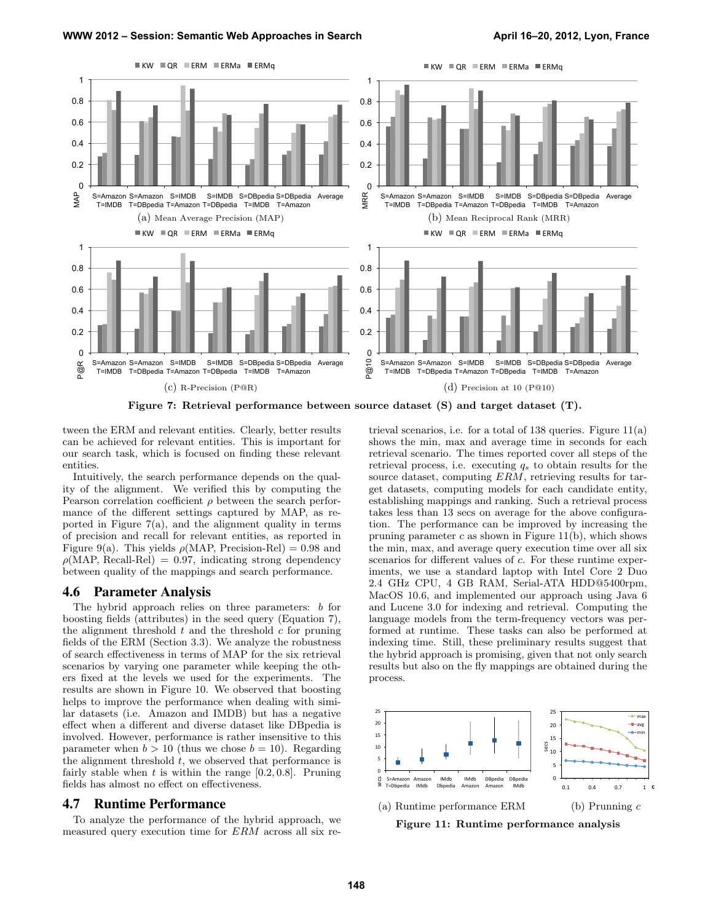Figure 7: Retrieval performance between source dataset (S) and target dataset (T).

(a) Mean Average Precision (MAP)

(b) Mean Reciprocal Rank (MRR)

(c) R-Precision (P@R)

(d) Precision at 10 (P@10)

tween the ERM and relevant entities. Clearly, better results can be achieved for relevant entities. This is important for our search task, which is focused on finding these relevant entities.

Intuitively, the search performance depends on the quality of the alignment. We verified this by computing the Pearson correlation coefficient $\rho$ between the search performance of the different settings captured by MAP, as reported in Figure 7(a), and the alignment quality in terms of precision and recall for relevant entities, as reported in Figure 9(a). This yields $\rho$(MAP, Precision-Rel) = 0.98 and $\rho$(MAP, Recall-Rel) = 0.97, indicating strong dependency between quality of the mappings and search performance.

## 4.6 Parameter Analysis

The hybrid approach relies on three parameters: $b$ for boosting fields (attributes) in the seed query (Equation 7), the alignment threshold $t$ and the threshold $c$ for pruning fields of the ERM (Section 3.3). We analyze the robustness of search effectiveness in terms of MAP for the six retrieval scenarios by varying one parameter while keeping the others fixed at the levels we used for the experiments. The results are shown in Figure 10. We observed that boosting helps to improve the performance when dealing with similar datasets (i.e. Amazon and IMDB) but has a negative effect when a different and diverse dataset like DBpedia is involved. However, performance is rather insensitive to this parameter when $b > 10$ (thus we chose $b = 10$). Regarding the alignment threshold $t$, we observed that performance is fairly stable when $t$ is within the range $[0.2, 0.8]$. Pruning fields has almost no effect on effectiveness.

## 4.7 Runtime Performance

To analyze the performance of the hybrid approach, we measured query execution time for $ERM$ across all six retrieval scenarios, i.e. for a total of 138 queries. Figure 11(a) shows the min, max and average time in seconds for each retrieval scenario. The times reported cover all steps of the retrieval process, i.e. executing $q_s$ to obtain results for the source dataset, computing $ERM$, retrieving results for target datasets, computing models for each candidate entity, establishing mappings and ranking. Such a retrieval process takes less than 13 secs on average for the above configuration. The performance can be improved by increasing the pruning parameter $c$ as shown in Figure 11(b), which shows the min, max, and average query execution time over all six scenarios for different values of $c$. For these runtime experiments, we use a standard laptop with Intel Core 2 Duo 2.4 GHz CPU, 4 GB RAM, Serial-ATA HDD@5400rpm, MacOS 10.6, and implemented our approach using Java 6 and Lucene 3.0 for indexing and retrieval. Computing the language models from the term-frequency vectors was performed at runtime. These tasks can also be performed at indexing time. Still, these preliminary results suggest that the hybrid approach is promising, given that not only search results but also on the fly mappings are obtained during the process.

(a) Runtime performance ERM

(b) Prunning $c$

Figure 11: Runtime performance analysis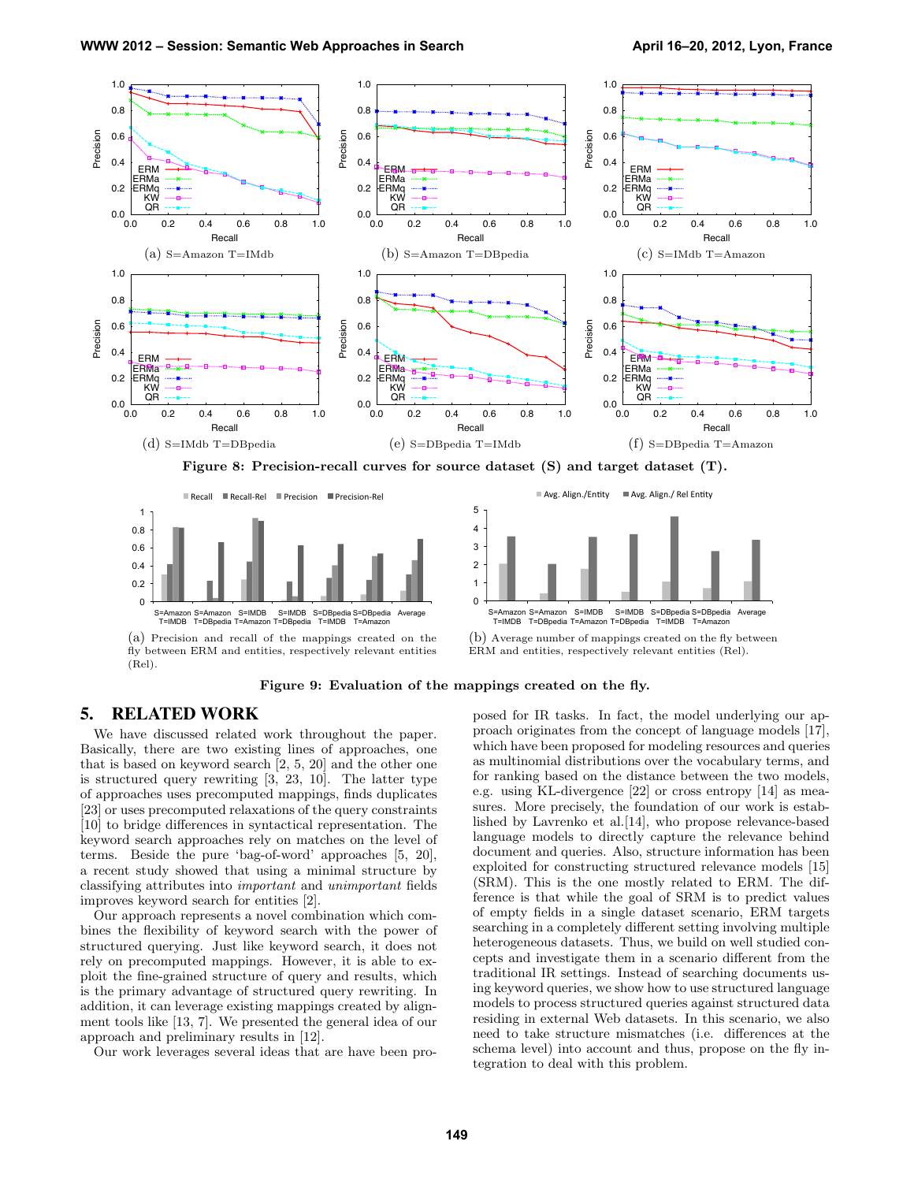(a) S=Amazon T=IMdb

(b) S=Amazon T=DBpedia

(c) S=IMdb T=Amazon

(d) S=IMdb T=DBpedia

(e) S=DBpedia T=IMdb

(f) S=DBpedia T=Amazon

**Figure 8: Precision-recall curves for source dataset (S) and target dataset (T).**

(a) Precision and recall of the mappings created on the fly between ERM and entities, respectively relevant entities (Rel).

(b) Average number of mappings created on the fly between ERM and entities, respectively relevant entities (Rel).

**Figure 9: Evaluation of the mappings created on the fly.**

## 5. RELATED WORK

We have discussed related work throughout the paper. Basically, there are two existing lines of approaches, one that is based on keyword search [2, 5, 20] and the other one is structured query rewriting [3, 23, 10]. The latter type of approaches uses precomputed mappings, finds duplicates [23] or uses precomputed relaxations of the query constraints [10] to bridge differences in syntactical representation. The keyword search approaches rely on matches on the level of terms. Beside the pure 'bag-of-word' approaches [5, 20], a recent study showed that using a minimal structure by classifying attributes into *important* and *unimportant* fields improves keyword search for entities [2].

Our approach represents a novel combination which combines the flexibility of keyword search with the power of structured querying. Just like keyword search, it does not rely on precomputed mappings. However, it is able to exploit the fine-grained structure of query and results, which is the primary advantage of structured query rewriting. In addition, it can leverage existing mappings created by alignment tools like [13, 7]. We presented the general idea of our approach and preliminary results in [12].

Our work leverages several ideas that are have been proposed for IR tasks. In fact, the model underlying our approach originates from the concept of language models [17], which have been proposed for modeling resources and queries as multinomial distributions over the vocabulary terms, and for ranking based on the distance between the two models, e.g. using KL-divergence [22] or cross entropy [14] as measures. More precisely, the foundation of our work is established by Lavrenko et al.[14], who propose relevance-based language models to directly capture the relevance behind document and queries. Also, structure information has been exploited for constructing structured relevance models [15] (SRM). This is the one mostly related to ERM. The difference is that while the goal of SRM is to predict values of empty fields in a single dataset scenario, ERM targets searching in a completely different setting involving multiple heterogeneous datasets. Thus, we build on well studied concepts and investigate them in a scenario different from the traditional IR settings. Instead of searching documents using keyword queries, we show how to use structured language models to process structured queries against structured data residing in external Web datasets. In this scenario, we also need to take structure mismatches (i.e. differences at the schema level) into account and thus, propose on the fly integration to deal with this problem.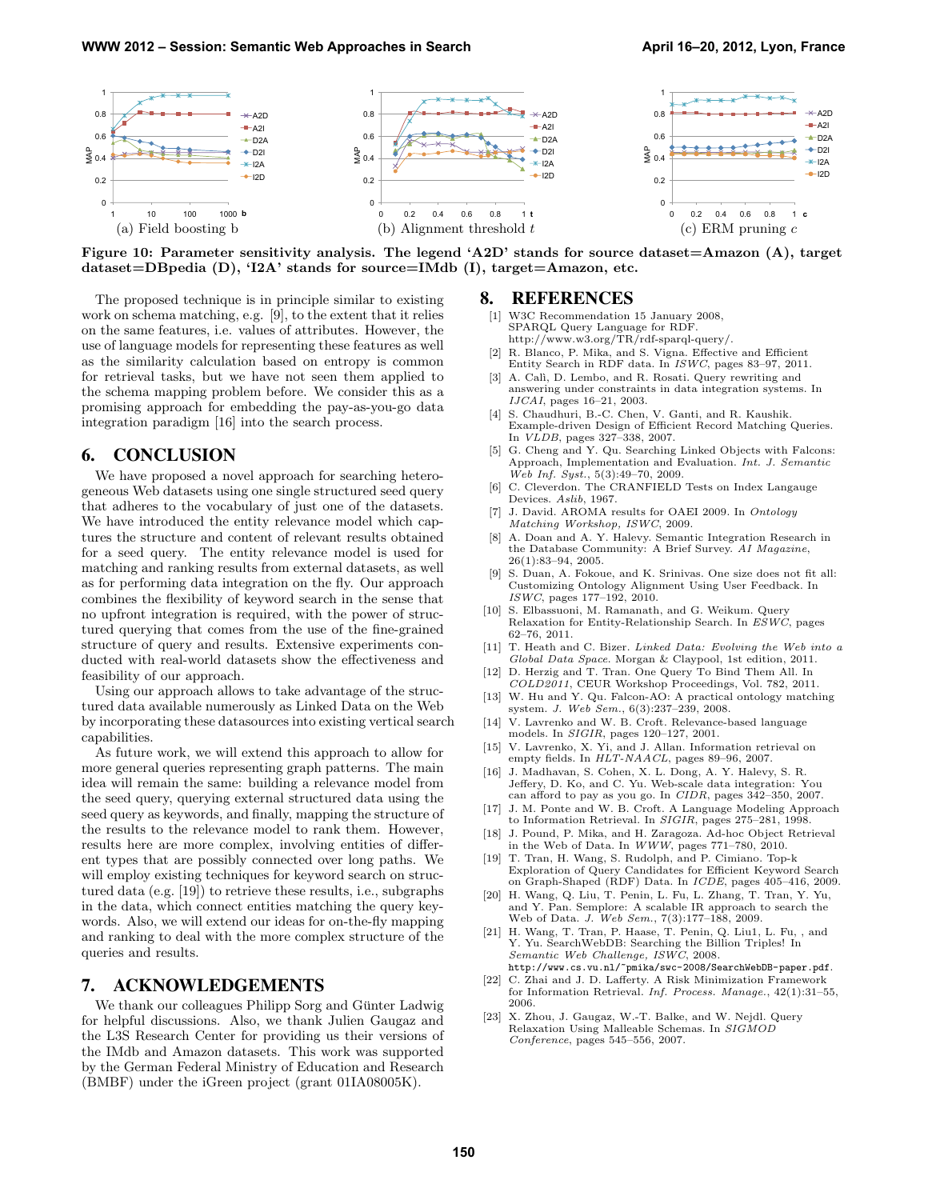1
0.8
0.6
MAP 0.4
0.2
0
1 10 100 1000 b

A2D
A2I
D2A
D2I
I2A
I2D

(a) Field boosting b

1
0.8
0.6
MAP 0.4
0.2
0
0 0.2 0.4 0.6 0.8 1 t

A2D
A2I
D2A
D2I
I2A
I2D

(b) Alignment threshold $t$

1
0.8
0.6
MAP 0.4
0.2
0
0 0.2 0.4 0.6 0.8 1 c

A2D
A2I
D2A
D2I
I2A
I2D

(c) ERM pruning $c$

**Figure 10: Parameter sensitivity analysis. The legend 'A2D' stands for source dataset=Amazon (A), target dataset=DBpedia (D), 'I2A' stands for source=IMdb (I), target=Amazon, etc.**

The proposed technique is in principle similar to existing work on schema matching, e.g. [9], to the extent that it relies on the same features, i.e. values of attributes. However, the use of language models for representing these features as well as the similarity calculation based on entropy is common for retrieval tasks, but we have not seen them applied to the schema mapping problem before. We consider this as a promising approach for embedding the pay-as-you-go data integration paradigm [16] into the search process.

# 6. CONCLUSION

We have proposed a novel approach for searching heterogeneous Web datasets using one single structured seed query that adheres to the vocabulary of just one of the datasets. We have introduced the entity relevance model which captures the structure and content of relevant results obtained for a seed query. The entity relevance model is used for matching and ranking results from external datasets, as well as for performing data integration on the fly. Our approach combines the flexibility of keyword search in the sense that no upfront integration is required, with the power of structured querying that comes from the use of the fine-grained structure of query and results. Extensive experiments conducted with real-world datasets show the effectiveness and feasibility of our approach.

Using our approach allows to take advantage of the structured data available numerously as Linked Data on the Web by incorporating these datasources into existing vertical search capabilities.

As future work, we will extend this approach to allow for more general queries representing graph patterns. The main idea will remain the same: building a relevance model from the seed query, querying external structured data using the seed query as keywords, and finally, mapping the structure of the results to the relevance model to rank them. However, results here are more complex, involving entities of different types that are possibly connected over long paths. We will employ existing techniques for keyword search on structured data (e.g. [19]) to retrieve these results, i.e., subgraphs in the data, which connect entities matching the query keywords. Also, we will extend our ideas for on-the-fly mapping and ranking to deal with the more complex structure of the queries and results.

# 7. ACKNOWLEDGEMENTS

We thank our colleagues Philipp Sorg and Günter Ladwig for helpful discussions. Also, we thank Julien Gaugaz and the L3S Research Center for providing us their versions of the IMdb and Amazon datasets. This work was supported by the German Federal Ministry of Education and Research (BMBF) under the iGreen project (grant 01IA08005K).

# 8. REFERENCES

[1] W3C Recommendation 15 January 2008, SPARQL Query Language for RDF. http://www.w3.org/TR/rdf-sparql-query/.

[2] R. Blanco, P. Mika, and S. Vigna. Effective and Efficient Entity Search in RDF data. In *ISWC*, pages 83–97, 2011.

[3] A. Calì, D. Lembo, and R. Rosati. Query rewriting and answering under constraints in data integration systems. In *IJCAI*, pages 16–21, 2003.

[4] S. Chaudhuri, B.-C. Chen, V. Ganti, and R. Kaushik. Example-driven Design of Efficient Record Matching Queries. In *VLDB*, pages 327–338, 2007.

[5] G. Cheng and Y. Qu. Searching Linked Objects with Falcons: Approach, Implementation and Evaluation. *Int. J. Semantic Web Inf. Syst.*, 5(3):49–70, 2009.

[6] C. Cleverdon. The CRANFIELD Tests on Index Langauge Devices. *Aslib*, 1967.

[7] J. David. AROMA results for OAEI 2009. In *Ontology Matching Workshop, ISWC*, 2009.

[8] A. Doan and A. Y. Halevy. Semantic Integration Research in the Database Community: A Brief Survey. *AI Magazine*, 26(1):83–94, 2005.

[9] S. Duan, A. Fokoue, and K. Srinivas. One size does not fit all: Customizing Ontology Alignment Using User Feedback. In *ISWC*, pages 177–192, 2010.

[10] S. Elbassuoni, M. Ramanath, and G. Weikum. Query Relaxation for Entity-Relationship Search. In *ESWC*, pages 62–76, 2011.

[11] T. Heath and C. Bizer. *Linked Data: Evolving the Web into a Global Data Space*. Morgan & Claypool, 1st edition, 2011.

[12] D. Herzig and T. Tran. One Query To Bind Them All. In *COLD2011*, CEUR Workshop Proceedings, Vol. 782, 2011.

[13] W. Hu and Y. Qu. Falcon-AO: A practical ontology matching system. *J. Web Sem.*, 6(3):237–239, 2008.

[14] V. Lavrenko and W. B. Croft. Relevance-based language models. In *SIGIR*, pages 120–127, 2001.

[15] V. Lavrenko, X. Yi, and J. Allan. Information retrieval on empty fields. In *HLT-NAACL*, pages 89–96, 2007.

[16] J. Madhavan, S. Cohen, X. L. Dong, A. Y. Halevy, S. R. Jeffery, D. Ko, and C. Yu. Web-scale data integration: You can afford to pay as you go. In *CIDR*, pages 342–350, 2007.

[17] J. M. Ponte and W. B. Croft. A Language Modeling Approach to Information Retrieval. In *SIGIR*, pages 275–281, 1998.

[18] J. Pound, P. Mika, and H. Zaragoza. Ad-hoc Object Retrieval in the Web of Data. In *WWW*, pages 771–780, 2010.

[19] T. Tran, H. Wang, S. Rudolph, and P. Cimiano. Top-k Exploration of Query Candidates for Efficient Keyword Search on Graph-Shaped (RDF) Data. In *ICDE*, pages 405–416, 2009.

[20] H. Wang, Q. Liu, T. Penin, L. Fu, L. Zhang, T. Tran, Y. Yu, and Y. Pan. Semplore: A scalable IR approach to search the Web of Data. *J. Web Sem.*, 7(3):177–188, 2009.

[21] H. Wang, T. Tran, P. Haase, T. Penin, Q. Liu1, L. Fu, , and Y. Yu. SearchWebDB: Searching the Billion Triples! In *Semantic Web Challenge, ISWC*, 2008. http://www.cs.vu.nl/~pmika/swc-2008/SearchWebDB-paper.pdf.

[22] C. Zhai and J. D. Lafferty. A Risk Minimization Framework for Information Retrieval. *Inf. Process. Manage.*, 42(1):31–55, 2006.

[23] X. Zhou, J. Gaugaz, W.-T. Balke, and W. Nejdl. Query Relaxation Using Malleable Schemas. In *SIGMOD Conference*, pages 545–556, 2007.